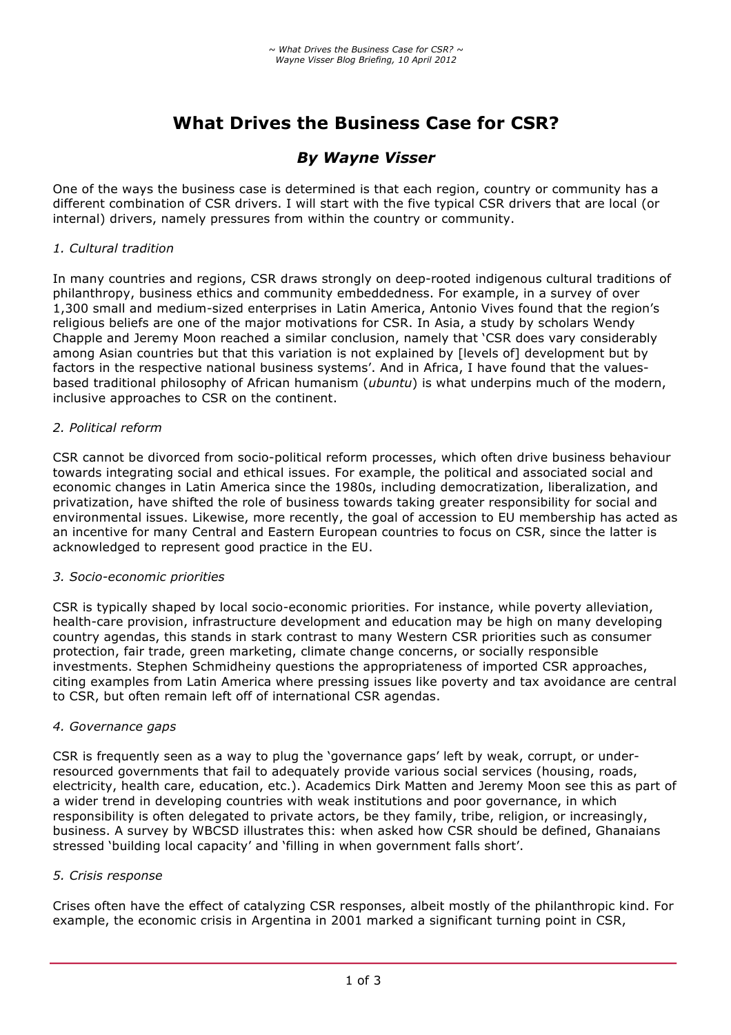# What Drives the Business Case for CSR?

## *By Wayne Visser*

One of the ways the business case is determined is that each region, country or community has a different combination of CSR drivers. I will start with the five typical CSR drivers that are local (or internal) drivers, namely pressures from within the country or community.

*1. Cultural tradition*

In many countries and regions, CSR draws strongly on deep-rooted indigenous cultural traditions of philanthropy, business ethics and community embeddedness. For example, in a survey of over 1,300 small and medium-sized enterprises in Latin America, Antonio Vives found that the region's religious beliefs are one of the major motivations for CSR. In Asia, a study by scholars Wendy Chapple and Jeremy Moon reached a similar conclusion, namely that 'CSR does vary considerably among Asian countries but that this variation is not explained by [levels of] development but by factors in the respective national business systems'. And in Africa, I have found that the values-based traditional philosophy of African humanism (*ubuntu*) is what underpins much of the modern, inclusive approaches to CSR on the continent.

*2. Political reform*

CSR cannot be divorced from socio-political reform processes, which often drive business behaviour towards integrating social and ethical issues. For example, the political and associated social and economic changes in Latin America since the 1980s, including democratization, liberalization, and privatization, have shifted the role of business towards taking greater responsibility for social and environmental issues. Likewise, more recently, the goal of accession to EU membership has acted as an incentive for many Central and Eastern European countries to focus on CSR, since the latter is acknowledged to represent good practice in the EU.

*3. Socio-economic priorities*

CSR is typically shaped by local socio-economic priorities. For instance, while poverty alleviation, health-care provision, infrastructure development and education may be high on many developing country agendas, this stands in stark contrast to many Western CSR priorities such as consumer protection, fair trade, green marketing, climate change concerns, or socially responsible investments. Stephen Schmidheiny questions the appropriateness of imported CSR approaches, citing examples from Latin America where pressing issues like poverty and tax avoidance are central to CSR, but often remain left off of international CSR agendas.

*4. Governance gaps*

CSR is frequently seen as a way to plug the 'governance gaps' left by weak, corrupt, or under-resourced governments that fail to adequately provide various social services (housing, roads, electricity, health care, education, etc.). Academics Dirk Matten and Jeremy Moon see this as part of a wider trend in developing countries with weak institutions and poor governance, in which responsibility is often delegated to private actors, be they family, tribe, religion, or increasingly, business. A survey by WBCSD illustrates this: when asked how CSR should be defined, Ghanaians stressed 'building local capacity' and 'filling in when government falls short'.

*5. Crisis response*

Crises often have the effect of catalyzing CSR responses, albeit mostly of the philanthropic kind. For example, the economic crisis in Argentina in 2001 marked a significant turning point in CSR,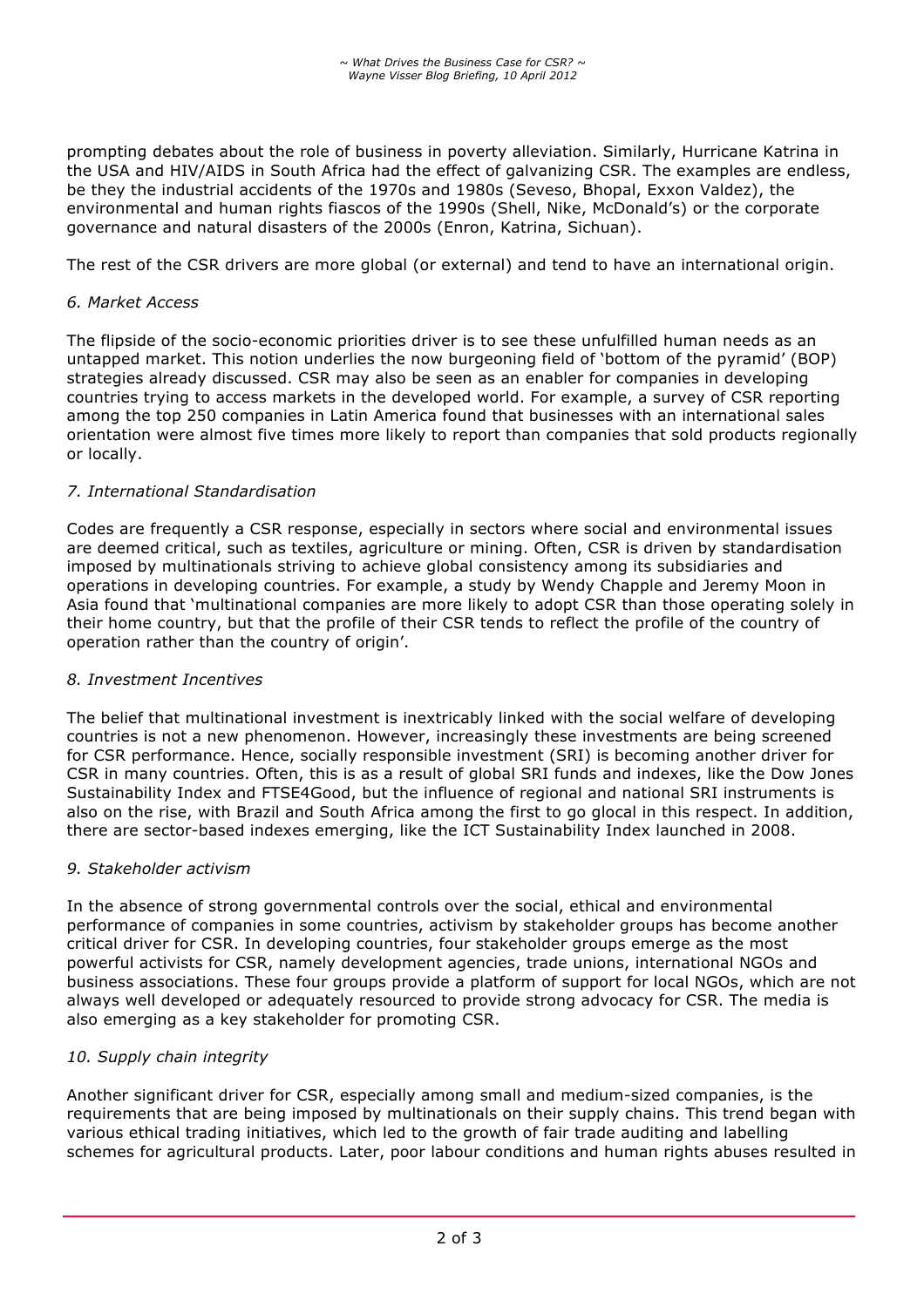prompting debates about the role of business in poverty alleviation. Similarly, Hurricane Katrina in the USA and HIV/AIDS in South Africa had the effect of galvanizing CSR. The examples are endless, be they the industrial accidents of the 1970s and 1980s (Seveso, Bhopal, Exxon Valdez), the environmental and human rights fiascos of the 1990s (Shell, Nike, McDonald's) or the corporate governance and natural disasters of the 2000s (Enron, Katrina, Sichuan).

The rest of the CSR drivers are more global (or external) and tend to have an international origin.

*6. Market Access*

The flipside of the socio-economic priorities driver is to see these unfulfilled human needs as an untapped market. This notion underlies the now burgeoning field of 'bottom of the pyramid' (BOP) strategies already discussed. CSR may also be seen as an enabler for companies in developing countries trying to access markets in the developed world. For example, a survey of CSR reporting among the top 250 companies in Latin America found that businesses with an international sales orientation were almost five times more likely to report than companies that sold products regionally or locally.

*7. International Standardisation*

Codes are frequently a CSR response, especially in sectors where social and environmental issues are deemed critical, such as textiles, agriculture or mining. Often, CSR is driven by standardisation imposed by multinationals striving to achieve global consistency among its subsidiaries and operations in developing countries. For example, a study by Wendy Chapple and Jeremy Moon in Asia found that 'multinational companies are more likely to adopt CSR than those operating solely in their home country, but that the profile of their CSR tends to reflect the profile of the country of operation rather than the country of origin'.

*8. Investment Incentives*

The belief that multinational investment is inextricably linked with the social welfare of developing countries is not a new phenomenon. However, increasingly these investments are being screened for CSR performance. Hence, socially responsible investment (SRI) is becoming another driver for CSR in many countries. Often, this is as a result of global SRI funds and indexes, like the Dow Jones Sustainability Index and FTSE4Good, but the influence of regional and national SRI instruments is also on the rise, with Brazil and South Africa among the first to go glocal in this respect. In addition, there are sector-based indexes emerging, like the ICT Sustainability Index launched in 2008.

*9. Stakeholder activism*

In the absence of strong governmental controls over the social, ethical and environmental performance of companies in some countries, activism by stakeholder groups has become another critical driver for CSR. In developing countries, four stakeholder groups emerge as the most powerful activists for CSR, namely development agencies, trade unions, international NGOs and business associations. These four groups provide a platform of support for local NGOs, which are not always well developed or adequately resourced to provide strong advocacy for CSR. The media is also emerging as a key stakeholder for promoting CSR.

*10. Supply chain integrity*

Another significant driver for CSR, especially among small and medium-sized companies, is the requirements that are being imposed by multinationals on their supply chains. This trend began with various ethical trading initiatives, which led to the growth of fair trade auditing and labelling schemes for agricultural products. Later, poor labour conditions and human rights abuses resulted in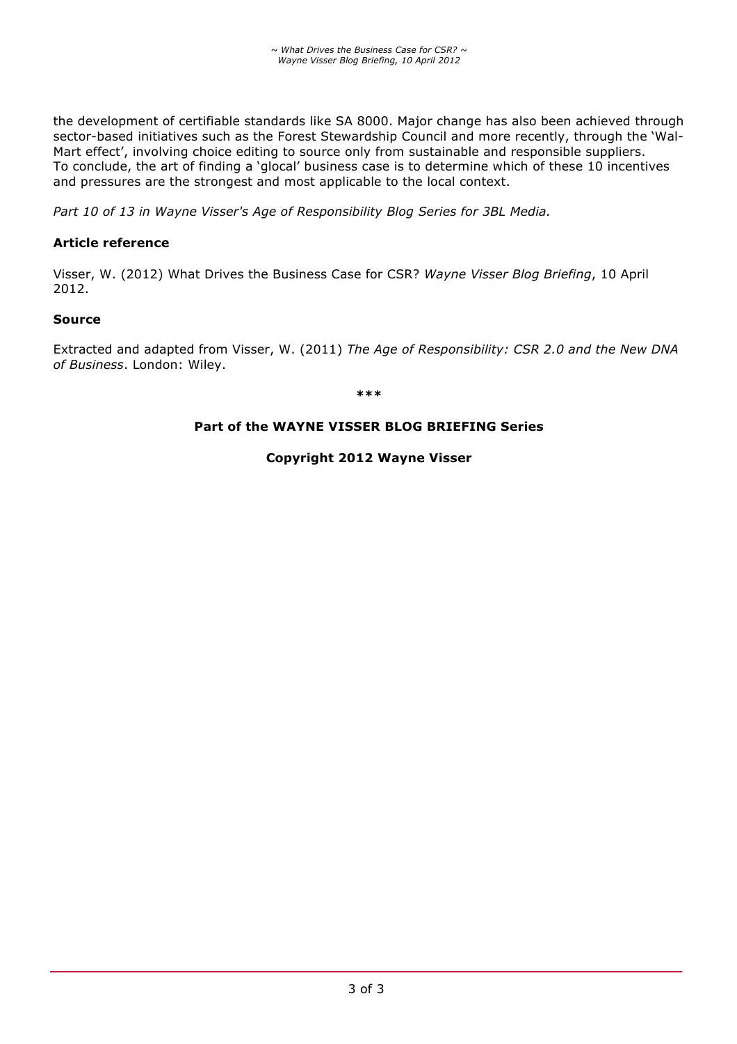the development of certifiable standards like SA 8000. Major change has also been achieved through sector-based initiatives such as the Forest Stewardship Council and more recently, through the 'Wal-Mart effect', involving choice editing to source only from sustainable and responsible suppliers. To conclude, the art of finding a 'glocal' business case is to determine which of these 10 incentives and pressures are the strongest and most applicable to the local context.

*Part 10 of 13 in Wayne Visser's Age of Responsibility Blog Series for 3BL Media.*

**Article reference**

Visser, W. (2012) What Drives the Business Case for CSR? *Wayne Visser Blog Briefing*, 10 April 2012.

**Source**

Extracted and adapted from Visser, W. (2011) *The Age of Responsibility: CSR 2.0 and the New DNA of Business*. London: Wiley.

***

**Part of the WAYNE VISSER BLOG BRIEFING Series**

**Copyright 2012 Wayne Visser**